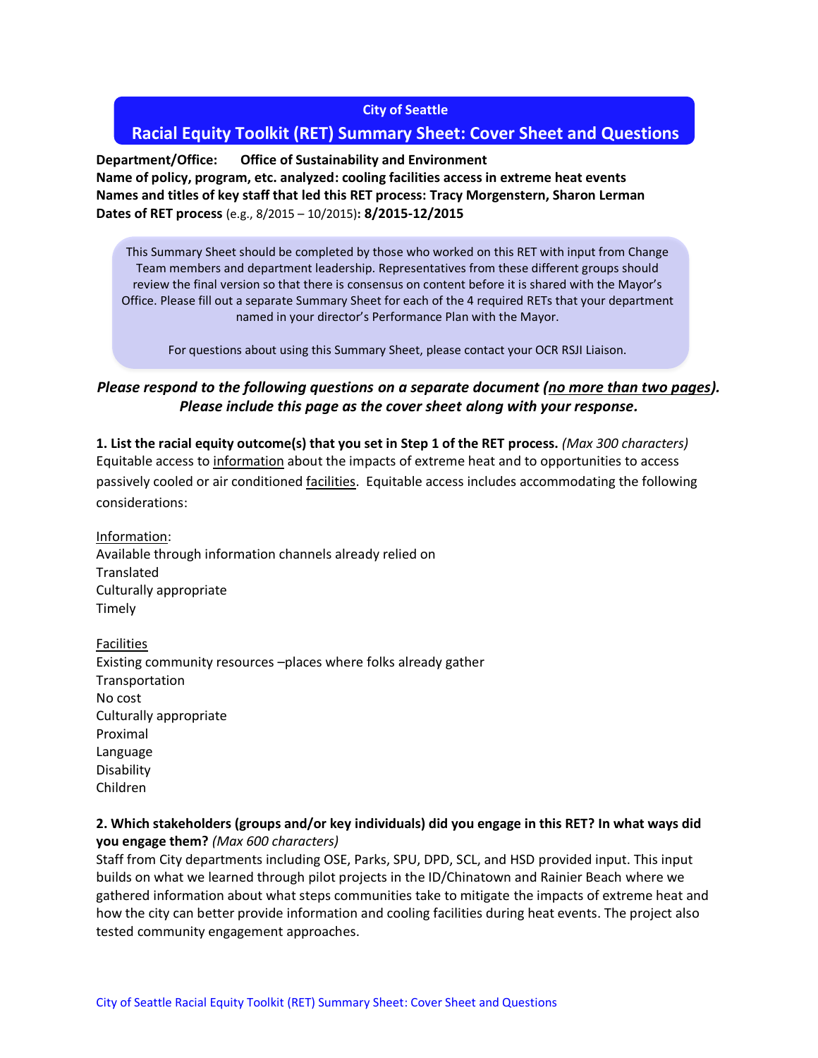**City of Seattle**

# Racial Equity Toolkit (RET) Summary Sheet: Cover Sheet and Questions

**Department/Office: Office of Sustainability and Environment**
**Name of policy, program, etc. analyzed: cooling facilities access in extreme heat events**
**Names and titles of key staff that led this RET process: Tracy Morgenstern, Sharon Lerman**
**Dates of RET process** (e.g., 8/2015 – 10/2015)**: 8/2015-12/2015**

This Summary Sheet should be completed by those who worked on this RET with input from Change Team members and department leadership. Representatives from these different groups should review the final version so that there is consensus on content before it is shared with the Mayor's Office. Please fill out a separate Summary Sheet for each of the 4 required RETs that your department named in your director's Performance Plan with the Mayor.

For questions about using this Summary Sheet, please contact your OCR RSJI Liaison.

***Please respond to the following questions on a separate document (no more than two pages). Please include this page as the cover sheet along with your response.***

**1. List the racial equity outcome(s) that you set in Step 1 of the RET process.** *(Max 300 characters)*
Equitable access to information about the impacts of extreme heat and to opportunities to access passively cooled or air conditioned facilities. Equitable access includes accommodating the following considerations:

Information:
Available through information channels already relied on
Translated
Culturally appropriate
Timely

Facilities
Existing community resources –places where folks already gather
Transportation
No cost
Culturally appropriate
Proximal
Language
Disability
Children

**2. Which stakeholders (groups and/or key individuals) did you engage in this RET? In what ways did you engage them?** *(Max 600 characters)*
Staff from City departments including OSE, Parks, SPU, DPD, SCL, and HSD provided input. This input builds on what we learned through pilot projects in the ID/Chinatown and Rainier Beach where we gathered information about what steps communities take to mitigate the impacts of extreme heat and how the city can better provide information and cooling facilities during heat events. The project also tested community engagement approaches.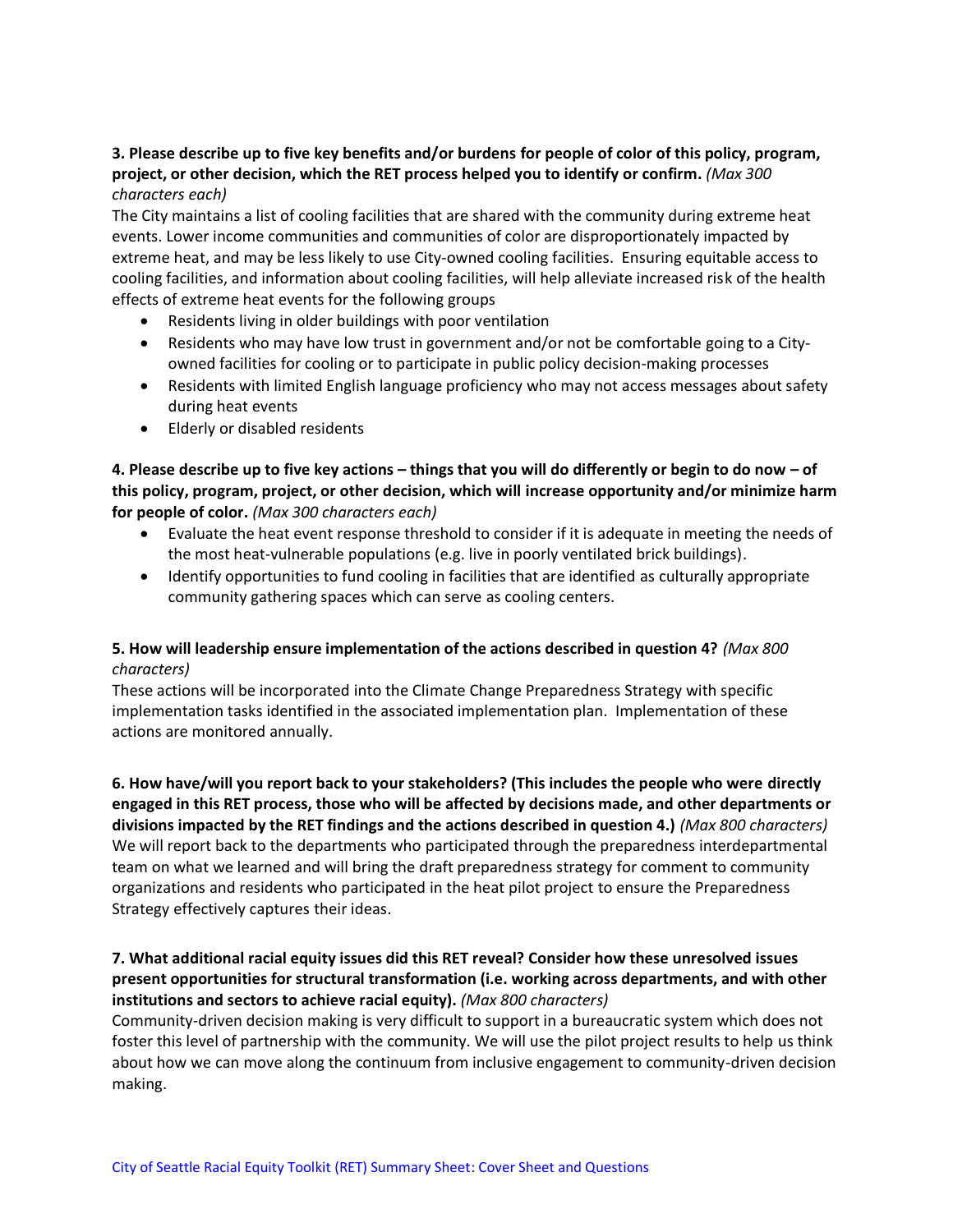**3. Please describe up to five key benefits and/or burdens for people of color of this policy, program, project, or other decision, which the RET process helped you to identify or confirm.** *(Max 300 characters each)*

The City maintains a list of cooling facilities that are shared with the community during extreme heat events. Lower income communities and communities of color are disproportionately impacted by extreme heat, and may be less likely to use City-owned cooling facilities. Ensuring equitable access to cooling facilities, and information about cooling facilities, will help alleviate increased risk of the health effects of extreme heat events for the following groups

- Residents living in older buildings with poor ventilation
- Residents who may have low trust in government and/or not be comfortable going to a City-owned facilities for cooling or to participate in public policy decision-making processes
- Residents with limited English language proficiency who may not access messages about safety during heat events
- Elderly or disabled residents

**4. Please describe up to five key actions – things that you will do differently or begin to do now – of this policy, program, project, or other decision, which will increase opportunity and/or minimize harm for people of color.** *(Max 300 characters each)*

- Evaluate the heat event response threshold to consider if it is adequate in meeting the needs of the most heat-vulnerable populations (e.g. live in poorly ventilated brick buildings).
- Identify opportunities to fund cooling in facilities that are identified as culturally appropriate community gathering spaces which can serve as cooling centers.

**5. How will leadership ensure implementation of the actions described in question 4?** *(Max 800 characters)*

These actions will be incorporated into the Climate Change Preparedness Strategy with specific implementation tasks identified in the associated implementation plan. Implementation of these actions are monitored annually.

**6. How have/will you report back to your stakeholders? (This includes the people who were directly engaged in this RET process, those who will be affected by decisions made, and other departments or divisions impacted by the RET findings and the actions described in question 4.)** *(Max 800 characters)*

We will report back to the departments who participated through the preparedness interdepartmental team on what we learned and will bring the draft preparedness strategy for comment to community organizations and residents who participated in the heat pilot project to ensure the Preparedness Strategy effectively captures their ideas.

**7. What additional racial equity issues did this RET reveal? Consider how these unresolved issues present opportunities for structural transformation (i.e. working across departments, and with other institutions and sectors to achieve racial equity).** *(Max 800 characters)*

Community-driven decision making is very difficult to support in a bureaucratic system which does not foster this level of partnership with the community. We will use the pilot project results to help us think about how we can move along the continuum from inclusive engagement to community-driven decision making.